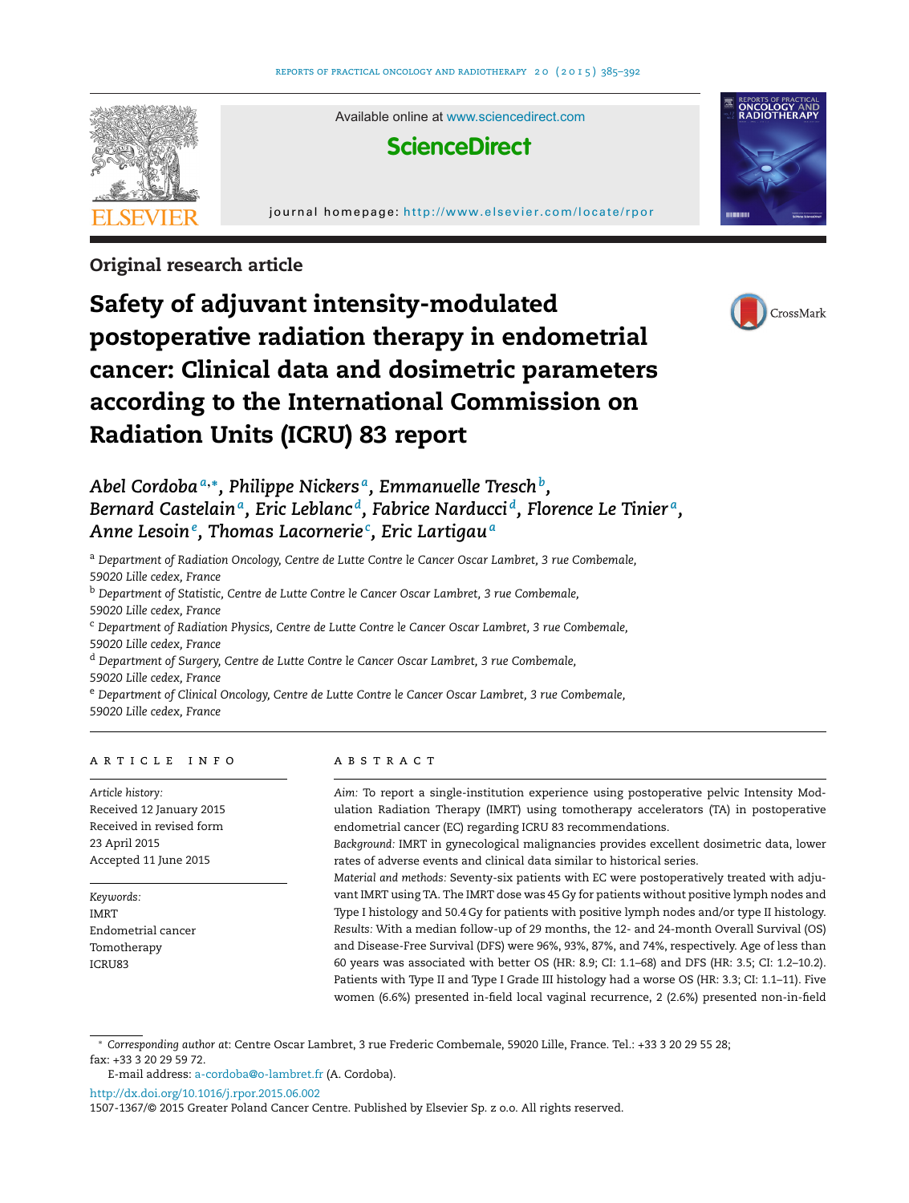Original research article

# Safety of adjuvant intensity-modulated postoperative radiation therapy in endometrial cancer: Clinical data and dosimetric parameters according to the International Commission on Radiation Units (ICRU) 83 report

*Abel Cordoba*[a,*], *Philippe Nickers*[a], *Emmanuelle Tresch*[b], *Bernard Castelain*[a], *Eric Leblanc*[d], *Fabrice Narducci*[d], *Florence Le Tinier*[a], *Anne Lesoin*[e], *Thomas Lacornerie*[c], *Eric Lartigau*[a]

[a] *Department of Radiation Oncology, Centre de Lutte Contre le Cancer Oscar Lambret, 3 rue Combemale, 59020 Lille cedex, France*

[b] *Department of Statistic, Centre de Lutte Contre le Cancer Oscar Lambret, 3 rue Combemale, 59020 Lille cedex, France*

[c] *Department of Radiation Physics, Centre de Lutte Contre le Cancer Oscar Lambret, 3 rue Combemale, 59020 Lille cedex, France*

[d] *Department of Surgery, Centre de Lutte Contre le Cancer Oscar Lambret, 3 rue Combemale, 59020 Lille cedex, France*

[e] *Department of Clinical Oncology, Centre de Lutte Contre le Cancer Oscar Lambret, 3 rue Combemale, 59020 Lille cedex, France*

## ARTICLE INFO

*Article history:*
Received 12 January 2015
Received in revised form 23 April 2015
Accepted 11 June 2015

*Keywords:*
IMRT
Endometrial cancer
Tomotherapy
ICRU83

## ABSTRACT

*Aim:* To report a single-institution experience using postoperative pelvic Intensity Modulation Radiation Therapy (IMRT) using tomotherapy accelerators (TA) in postoperative endometrial cancer (EC) regarding ICRU 83 recommendations.

*Background:* IMRT in gynecological malignancies provides excellent dosimetric data, lower rates of adverse events and clinical data similar to historical series.

*Material and methods:* Seventy-six patients with EC were postoperatively treated with adjuvant IMRT using TA. The IMRT dose was 45 Gy for patients without positive lymph nodes and Type I histology and 50.4 Gy for patients with positive lymph nodes and/or type II histology.

*Results:* With a median follow-up of 29 months, the 12- and 24-month Overall Survival (OS) and Disease-Free Survival (DFS) were 96%, 93%, 87%, and 74%, respectively. Age of less than 60 years was associated with better OS (HR: 8.9; CI: 1.1–68) and DFS (HR: 3.5; CI: 1.2–10.2). Patients with Type II and Type I Grade III histology had a worse OS (HR: 3.3; CI: 1.1–11). Five women (6.6%) presented in-field local vaginal recurrence, 2 (2.6%) presented non-in-field

\* *Corresponding author at:* Centre Oscar Lambret, 3 rue Frederic Combemale, 59020 Lille, France. Tel.: +33 3 20 29 55 28; fax: +33 3 20 29 59 72.

E-mail address: a-cordoba@o-lambret.fr (A. Cordoba).

http://dx.doi.org/10.1016/j.rpor.2015.06.002

1507-1367/© 2015 Greater Poland Cancer Centre. Published by Elsevier Sp. z o.o. All rights reserved.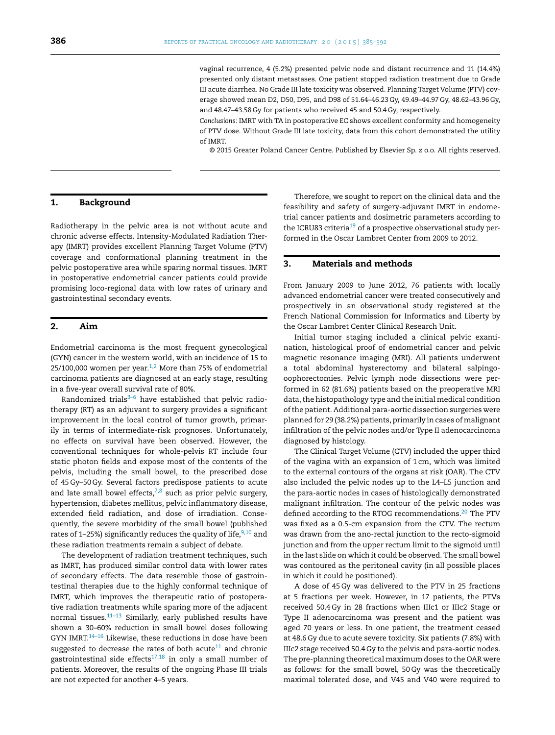vaginal recurrence, 4 (5.2%) presented pelvic node and distant recurrence and 11 (14.4%) presented only distant metastases. One patient stopped radiation treatment due to Grade III acute diarrhea. No Grade III late toxicity was observed. Planning Target Volume (PTV) coverage showed mean D2, D50, D95, and D98 of 51.64–46.23 Gy, 49.49–44.97 Gy, 48.62–43.96 Gy, and 48.47–43.58 Gy for patients who received 45 and 50.4 Gy, respectively.

*Conclusions:* IMRT with TA in postoperative EC shows excellent conformity and homogeneity of PTV dose. Without Grade III late toxicity, data from this cohort demonstrated the utility of IMRT.

© 2015 Greater Poland Cancer Centre. Published by Elsevier Sp. z o.o. All rights reserved.

## 1. Background

Radiotherapy in the pelvic area is not without acute and chronic adverse effects. Intensity-Modulated Radiation Therapy (IMRT) provides excellent Planning Target Volume (PTV) coverage and conformational planning treatment in the pelvic postoperative area while sparing normal tissues. IMRT in postoperative endometrial cancer patients could provide promising loco-regional data with low rates of urinary and gastrointestinal secondary events.

## 2. Aim

Endometrial carcinoma is the most frequent gynecological (GYN) cancer in the western world, with an incidence of 15 to 25/100,000 women per year.[1,2] More than 75% of endometrial carcinoma patients are diagnosed at an early stage, resulting in a five-year overall survival rate of 80%.

Randomized trials[3–6] have established that pelvic radiotherapy (RT) as an adjuvant to surgery provides a significant improvement in the local control of tumor growth, primarily in terms of intermediate-risk prognoses. Unfortunately, no effects on survival have been observed. However, the conventional techniques for whole-pelvis RT include four static photon fields and expose most of the contents of the pelvis, including the small bowel, to the prescribed dose of 45 Gy–50 Gy. Several factors predispose patients to acute and late small bowel effects,[7,8] such as prior pelvic surgery, hypertension, diabetes mellitus, pelvic inflammatory disease, extended field radiation, and dose of irradiation. Consequently, the severe morbidity of the small bowel (published rates of 1–25%) significantly reduces the quality of life,[9,10] and these radiation treatments remain a subject of debate.

The development of radiation treatment techniques, such as IMRT, has produced similar control data with lower rates of secondary effects. The data resemble those of gastrointestinal therapies due to the highly conformal technique of IMRT, which improves the therapeutic ratio of postoperative radiation treatments while sparing more of the adjacent normal tissues.[11–13] Similarly, early published results have shown a 30–60% reduction in small bowel doses following GYN IMRT.[14–16] Likewise, these reductions in dose have been suggested to decrease the rates of both acute[11] and chronic gastrointestinal side effects[17,18] in only a small number of patients. Moreover, the results of the ongoing Phase III trials are not expected for another 4–5 years.

Therefore, we sought to report on the clinical data and the feasibility and safety of surgery-adjuvant IMRT in endometrial cancer patients and dosimetric parameters according to the ICRU83 criteria[19] of a prospective observational study performed in the Oscar Lambret Center from 2009 to 2012.

## 3. Materials and methods

From January 2009 to June 2012, 76 patients with locally advanced endometrial cancer were treated consecutively and prospectively in an observational study registered at the French National Commission for Informatics and Liberty by the Oscar Lambret Center Clinical Research Unit.

Initial tumor staging included a clinical pelvic examination, histological proof of endometrial cancer and pelvic magnetic resonance imaging (MRI). All patients underwent a total abdominal hysterectomy and bilateral salpingo-oophorectomies. Pelvic lymph node dissections were performed in 62 (81.6%) patients based on the preoperative MRI data, the histopathology type and the initial medical condition of the patient. Additional para-aortic dissection surgeries were planned for 29 (38.2%) patients, primarily in cases of malignant infiltration of the pelvic nodes and/or Type II adenocarcinoma diagnosed by histology.

The Clinical Target Volume (CTV) included the upper third of the vagina with an expansion of 1 cm, which was limited to the external contours of the organs at risk (OAR). The CTV also included the pelvic nodes up to the L4–L5 junction and the para-aortic nodes in cases of histologically demonstrated malignant infiltration. The contour of the pelvic nodes was defined according to the RTOG recommendations.[20] The PTV was fixed as a 0.5-cm expansion from the CTV. The rectum was drawn from the ano-rectal junction to the recto-sigmoid junction and from the upper rectum limit to the sigmoid until in the last slide on which it could be observed. The small bowel was contoured as the peritoneal cavity (in all possible places in which it could be positioned).

A dose of 45 Gy was delivered to the PTV in 25 fractions at 5 fractions per week. However, in 17 patients, the PTVs received 50.4 Gy in 28 fractions when IIIc1 or IIIc2 Stage or Type II adenocarcinoma was present and the patient was aged 70 years or less. In one patient, the treatment ceased at 48.6 Gy due to acute severe toxicity. Six patients (7.8%) with IIIc2 stage received 50.4 Gy to the pelvis and para-aortic nodes. The pre-planning theoretical maximum doses to the OAR were as follows: for the small bowel, 50 Gy was the theoretically maximal tolerated dose, and V45 and V40 were required to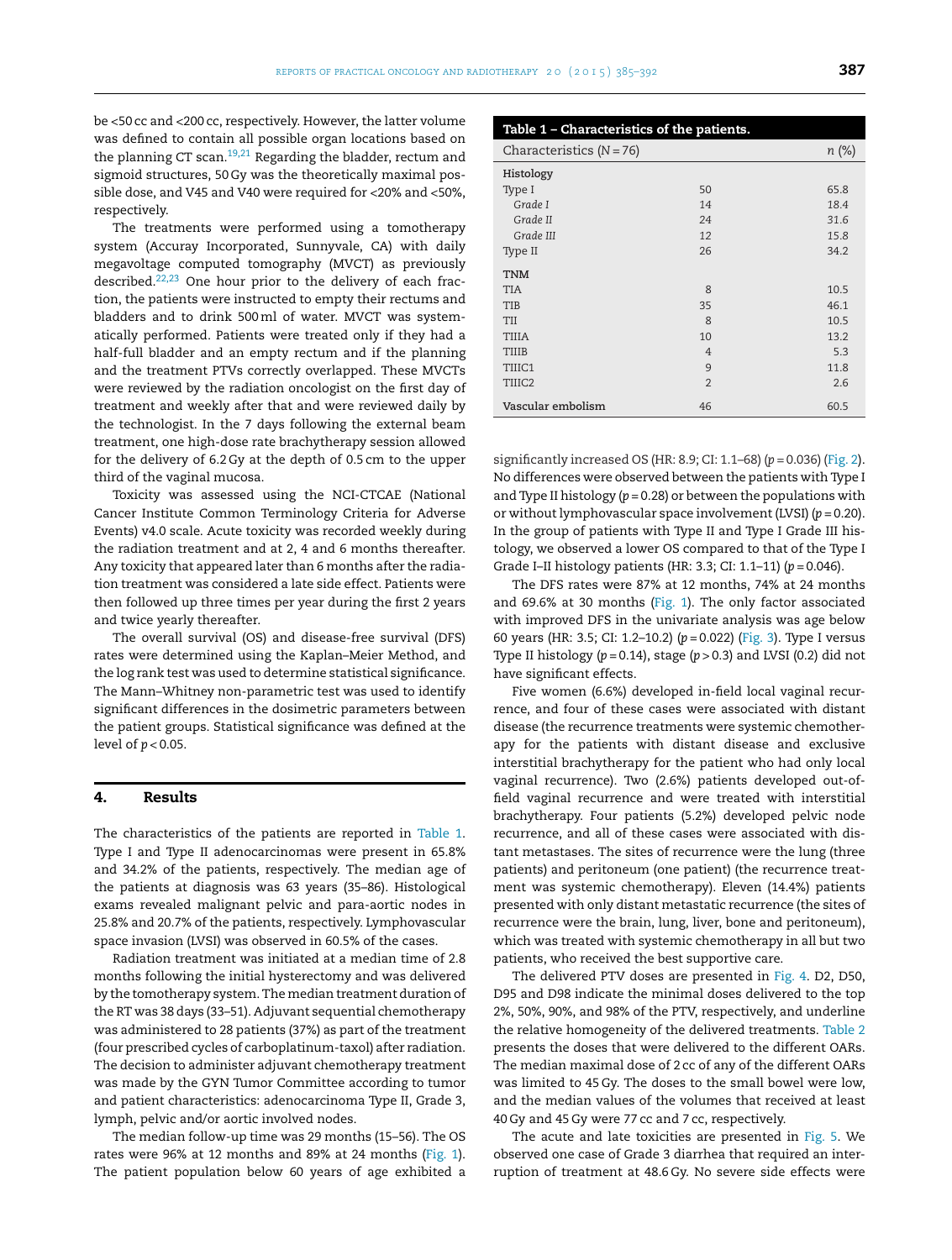be <50 cc and <200 cc, respectively. However, the latter volume was defined to contain all possible organ locations based on the planning CT scan.[19,21] Regarding the bladder, rectum and sigmoid structures, 50 Gy was the theoretically maximal possible dose, and V45 and V40 were required for <20% and <50%, respectively.

The treatments were performed using a tomotherapy system (Accuray Incorporated, Sunnyvale, CA) with daily megavoltage computed tomography (MVCT) as previously described.[22,23] One hour prior to the delivery of each fraction, the patients were instructed to empty their rectums and bladders and to drink 500 ml of water. MVCT was systematically performed. Patients were treated only if they had a half-full bladder and an empty rectum and if the planning and the treatment PTVs correctly overlapped. These MVCTs were reviewed by the radiation oncologist on the first day of treatment and weekly after that and were reviewed daily by the technologist. In the 7 days following the external beam treatment, one high-dose rate brachytherapy session allowed for the delivery of 6.2 Gy at the depth of 0.5 cm to the upper third of the vaginal mucosa.

Toxicity was assessed using the NCI-CTCAE (National Cancer Institute Common Terminology Criteria for Adverse Events) v4.0 scale. Acute toxicity was recorded weekly during the radiation treatment and at 2, 4 and 6 months thereafter. Any toxicity that appeared later than 6 months after the radiation treatment was considered a late side effect. Patients were then followed up three times per year during the first 2 years and twice yearly thereafter.

The overall survival (OS) and disease-free survival (DFS) rates were determined using the Kaplan–Meier Method, and the log rank test was used to determine statistical significance. The Mann–Whitney non-parametric test was used to identify significant differences in the dosimetric parameters between the patient groups. Statistical significance was defined at the level of $p < 0.05$.

## 4. Results

The characteristics of the patients are reported in Table 1. Type I and Type II adenocarcinomas were present in 65.8% and 34.2% of the patients, respectively. The median age of the patients at diagnosis was 63 years (35–86). Histological exams revealed malignant pelvic and para-aortic nodes in 25.8% and 20.7% of the patients, respectively. Lymphovascular space invasion (LVSI) was observed in 60.5% of the cases.

Radiation treatment was initiated at a median time of 2.8 months following the initial hysterectomy and was delivered by the tomotherapy system. The median treatment duration of the RT was 38 days (33–51). Adjuvant sequential chemotherapy was administered to 28 patients (37%) as part of the treatment (four prescribed cycles of carboplatinum-taxol) after radiation. The decision to administer adjuvant chemotherapy treatment was made by the GYN Tumor Committee according to tumor and patient characteristics: adenocarcinoma Type II, Grade 3, lymph, pelvic and/or aortic involved nodes.

The median follow-up time was 29 months (15–56). The OS rates were 96% at 12 months and 89% at 24 months (Fig. 1). The patient population below 60 years of age exhibited a significantly increased OS (HR: 8.9; CI: 1.1–68) ($p = 0.036$) (Fig. 2). No differences were observed between the patients with Type I and Type II histology ($p = 0.28$) or between the populations with or without lymphovascular space involvement (LVSI) ($p = 0.20$). In the group of patients with Type II and Type I Grade III histology, we observed a lower OS compared to that of the Type I Grade I–II histology patients (HR: 3.3; CI: 1.1–11) ($p = 0.046$).

**Table 1 – Characteristics of the patients.**

| Characteristics (N = 76) | | n (%) |
|---|---|---|
| **Histology** | | |
| Type I | 50 | 65.8 |
| *Grade I* | 14 | 18.4 |
| *Grade II* | 24 | 31.6 |
| *Grade III* | 12 | 15.8 |
| Type II | 26 | 34.2 |
| **TNM** | | |
| TIA | 8 | 10.5 |
| TIB | 35 | 46.1 |
| TII | 8 | 10.5 |
| TIIIA | 10 | 13.2 |
| TIIIB | 4 | 5.3 |
| TIIIC1 | 9 | 11.8 |
| TIIIC2 | 2 | 2.6 |
| **Vascular embolism** | 46 | 60.5 |

The DFS rates were 87% at 12 months, 74% at 24 months and 69.6% at 30 months (Fig. 1). The only factor associated with improved DFS in the univariate analysis was age below 60 years (HR: 3.5; CI: 1.2–10.2) ($p = 0.022$) (Fig. 3). Type I versus Type II histology ($p = 0.14$), stage ($p > 0.3$) and LVSI (0.2) did not have significant effects.

Five women (6.6%) developed in-field local vaginal recurrence, and four of these cases were associated with distant disease (the recurrence treatments were systemic chemotherapy for the patients with distant disease and exclusive interstitial brachytherapy for the patient who had only local vaginal recurrence). Two (2.6%) patients developed out-of-field vaginal recurrence and were treated with interstitial brachytherapy. Four patients (5.2%) developed pelvic node recurrence, and all of these cases were associated with distant metastases. The sites of recurrence were the lung (three patients) and peritoneum (one patient) (the recurrence treatment was systemic chemotherapy). Eleven (14.4%) patients presented with only distant metastatic recurrence (the sites of recurrence were the brain, lung, liver, bone and peritoneum), which was treated with systemic chemotherapy in all but two patients, who received the best supportive care.

The delivered PTV doses are presented in Fig. 4. D2, D50, D95 and D98 indicate the minimal doses delivered to the top 2%, 50%, 90%, and 98% of the PTV, respectively, and underline the relative homogeneity of the delivered treatments. Table 2 presents the doses that were delivered to the different OARs. The median maximal dose of 2 cc of any of the different OARs was limited to 45 Gy. The doses to the small bowel were low, and the median values of the volumes that received at least 40 Gy and 45 Gy were 77 cc and 7 cc, respectively.

The acute and late toxicities are presented in Fig. 5. We observed one case of Grade 3 diarrhea that required an interruption of treatment at 48.6 Gy. No severe side effects were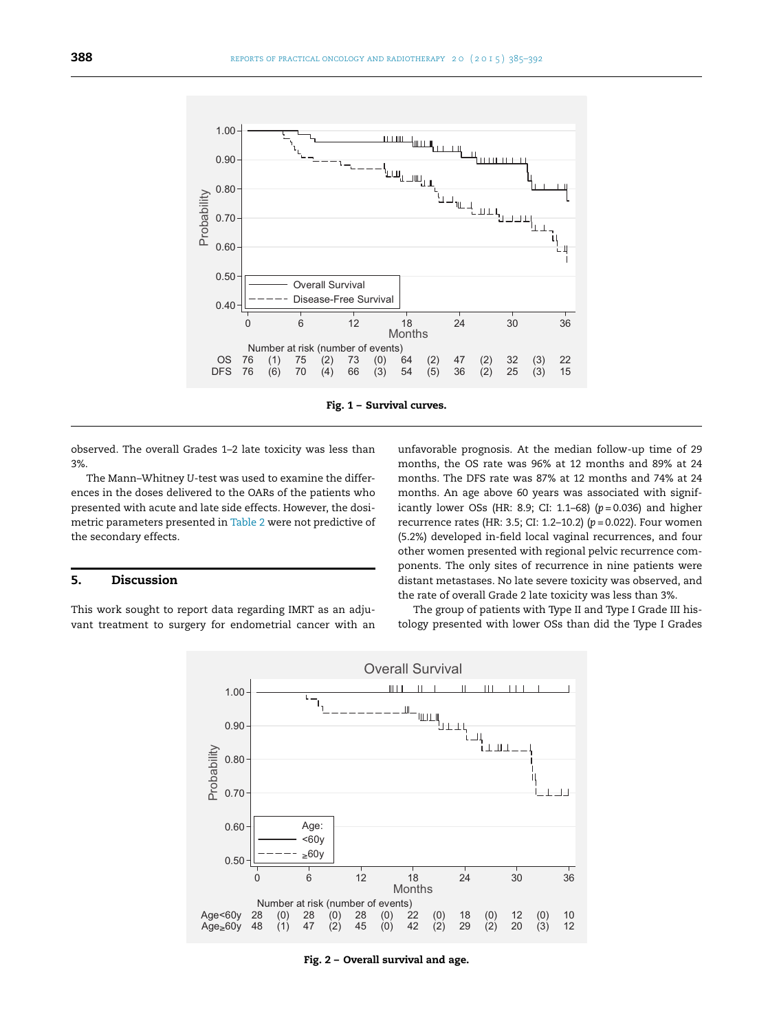Fig. 1 – Survival curves.

observed. The overall Grades 1–2 late toxicity was less than 3%.

The Mann–Whitney *U*-test was used to examine the differences in the doses delivered to the OARs of the patients who presented with acute and late side effects. However, the dosimetric parameters presented in Table 2 were not predictive of the secondary effects.

## 5. Discussion

This work sought to report data regarding IMRT as an adjuvant treatment to surgery for endometrial cancer with an unfavorable prognosis. At the median follow-up time of 29 months, the OS rate was 96% at 12 months and 89% at 24 months. The DFS rate was 87% at 12 months and 74% at 24 months. An age above 60 years was associated with significantly lower OSs (HR: 8.9; CI: 1.1–68) ($p = 0.036$) and higher recurrence rates (HR: 3.5; CI: 1.2–10.2) ($p = 0.022$). Four women (5.2%) developed in-field local vaginal recurrences, and four other women presented with regional pelvic recurrence components. The only sites of recurrence in nine patients were distant metastases. No late severe toxicity was observed, and the rate of overall Grade 2 late toxicity was less than 3%.

The group of patients with Type II and Type I Grade III histology presented with lower OSs than did the Type I Grades

Fig. 2 – Overall survival and age.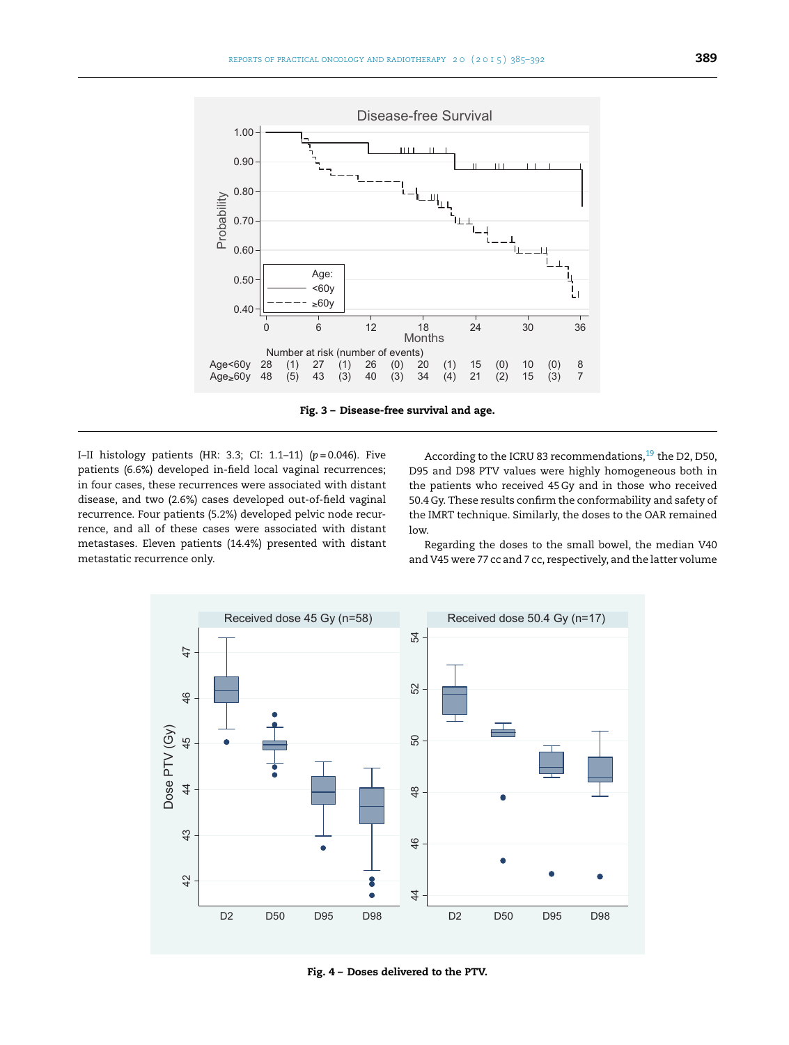Fig. 3 – Disease-free survival and age.

I–II histology patients (HR: 3.3; CI: 1.1–11) ($p = 0.046$). Five patients (6.6%) developed in-field local vaginal recurrences; in four cases, these recurrences were associated with distant disease, and two (2.6%) cases developed out-of-field vaginal recurrence. Four patients (5.2%) developed pelvic node recurrence, and all of these cases were associated with distant metastases. Eleven patients (14.4%) presented with distant metastatic recurrence only.

According to the ICRU 83 recommendations,[19] the D2, D50, D95 and D98 PTV values were highly homogeneous both in the patients who received 45 Gy and in those who received 50.4 Gy. These results confirm the conformability and safety of the IMRT technique. Similarly, the doses to the OAR remained low.

Regarding the doses to the small bowel, the median V40 and V45 were 77 cc and 7 cc, respectively, and the latter volume

Fig. 4 – Doses delivered to the PTV.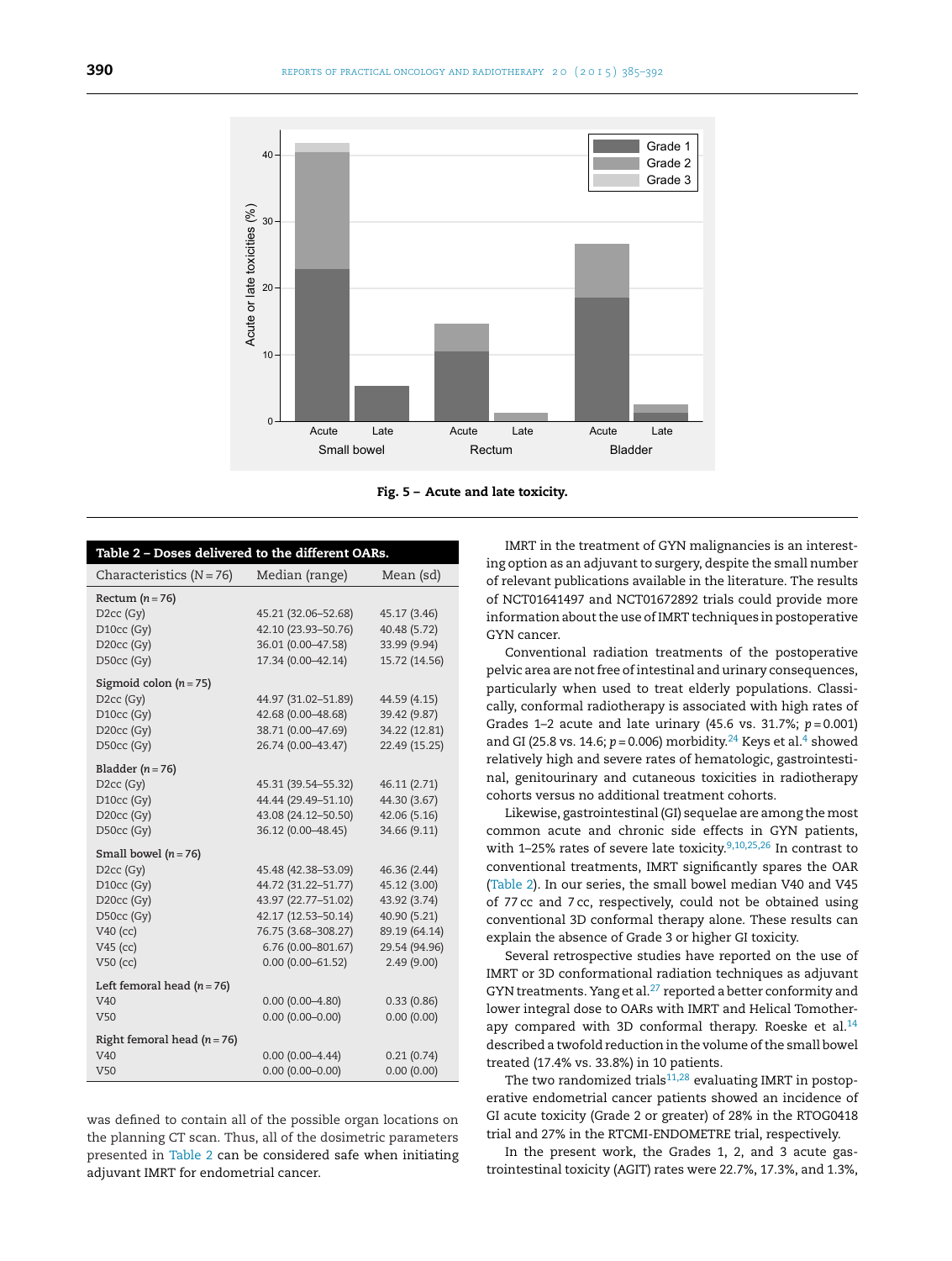Fig. 5 – Acute and late toxicity.

**Table 2 – Doses delivered to the different OARs.**

| Characteristics (N = 76) | Median (range) | Mean (sd) |
|---|---|---|
| Rectum (n = 76) | | |
| D2cc (Gy) | 45.21 (32.06–52.68) | 45.17 (3.46) |
| D10cc (Gy) | 42.10 (23.93–50.76) | 40.48 (5.72) |
| D20cc (Gy) | 36.01 (0.00–47.58) | 33.99 (9.94) |
| D50cc (Gy) | 17.34 (0.00–42.14) | 15.72 (14.56) |
| Sigmoid colon (n = 75) | | |
| D2cc (Gy) | 44.97 (31.02–51.89) | 44.59 (4.15) |
| D10cc (Gy) | 42.68 (0.00–48.68) | 39.42 (9.87) |
| D20cc (Gy) | 38.71 (0.00–47.69) | 34.22 (12.81) |
| D50cc (Gy) | 26.74 (0.00–43.47) | 22.49 (15.25) |
| Bladder (n = 76) | | |
| D2cc (Gy) | 45.31 (39.54–55.32) | 46.11 (2.71) |
| D10cc (Gy) | 44.44 (29.49–51.10) | 44.30 (3.67) |
| D20cc (Gy) | 43.08 (24.12–50.50) | 42.06 (5.16) |
| D50cc (Gy) | 36.12 (0.00–48.45) | 34.66 (9.11) |
| Small bowel (n = 76) | | |
| D2cc (Gy) | 45.48 (42.38–53.09) | 46.36 (2.44) |
| D10cc (Gy) | 44.72 (31.22–51.77) | 45.12 (3.00) |
| D20cc (Gy) | 43.97 (22.77–51.02) | 43.92 (3.74) |
| D50cc (Gy) | 42.17 (12.53–50.14) | 40.90 (5.21) |
| V40 (cc) | 76.75 (3.68–308.27) | 89.19 (64.14) |
| V45 (cc) | 6.76 (0.00–801.67) | 29.54 (94.96) |
| V50 (cc) | 0.00 (0.00–61.52) | 2.49 (9.00) |
| Left femoral head (n = 76) | | |
| V40 | 0.00 (0.00–4.80) | 0.33 (0.86) |
| V50 | 0.00 (0.00–0.00) | 0.00 (0.00) |
| Right femoral head (n = 76) | | |
| V40 | 0.00 (0.00–4.44) | 0.21 (0.74) |
| V50 | 0.00 (0.00–0.00) | 0.00 (0.00) |

was defined to contain all of the possible organ locations on the planning CT scan. Thus, all of the dosimetric parameters presented in Table 2 can be considered safe when initiating adjuvant IMRT for endometrial cancer.

IMRT in the treatment of GYN malignancies is an interesting option as an adjuvant to surgery, despite the small number of relevant publications available in the literature. The results of NCT01641497 and NCT01672892 trials could provide more information about the use of IMRT techniques in postoperative GYN cancer.

Conventional radiation treatments of the postoperative pelvic area are not free of intestinal and urinary consequences, particularly when used to treat elderly populations. Classically, conformal radiotherapy is associated with high rates of Grades 1–2 acute and late urinary (45.6 vs. 31.7%; $p = 0.001$) and GI (25.8 vs. 14.6; $p = 0.006$) morbidity.[24] Keys et al.[4] showed relatively high and severe rates of hematologic, gastrointestinal, genitourinary and cutaneous toxicities in radiotherapy cohorts versus no additional treatment cohorts.

Likewise, gastrointestinal (GI) sequelae are among the most common acute and chronic side effects in GYN patients, with 1–25% rates of severe late toxicity.[9,10,25,26] In contrast to conventional treatments, IMRT significantly spares the OAR (Table 2). In our series, the small bowel median V40 and V45 of 77 cc and 7 cc, respectively, could not be obtained using conventional 3D conformal therapy alone. These results can explain the absence of Grade 3 or higher GI toxicity.

Several retrospective studies have reported on the use of IMRT or 3D conformational radiation techniques as adjuvant GYN treatments. Yang et al.[27] reported a better conformity and lower integral dose to OARs with IMRT and Helical Tomotherapy compared with 3D conformal therapy. Roeske et al.[14] described a twofold reduction in the volume of the small bowel treated (17.4% vs. 33.8%) in 10 patients.

The two randomized trials[11,28] evaluating IMRT in postoperative endometrial cancer patients showed an incidence of GI acute toxicity (Grade 2 or greater) of 28% in the RTOG0418 trial and 27% in the RTCMI-ENDOMETRE trial, respectively.

In the present work, the Grades 1, 2, and 3 acute gastrointestinal toxicity (AGIT) rates were 22.7%, 17.3%, and 1.3%,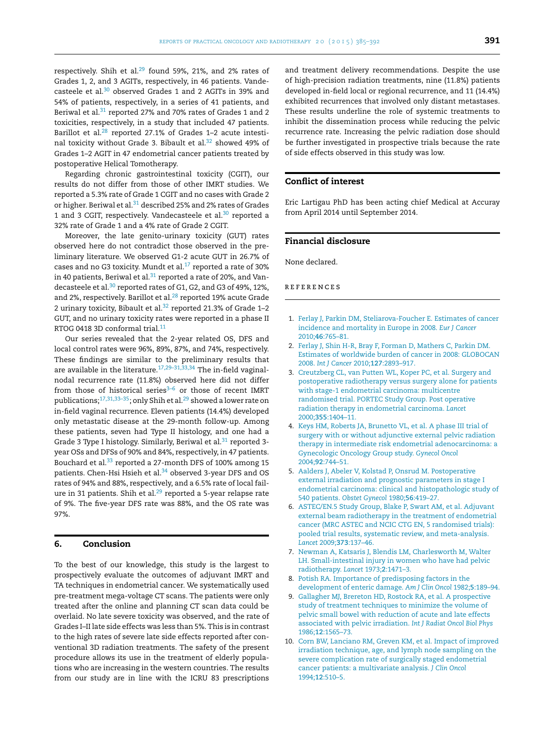respectively. Shih et al.[29] found 59%, 21%, and 2% rates of Grades 1, 2, and 3 AGITs, respectively, in 46 patients. Vandecasteele et al.[30] observed Grades 1 and 2 AGITs in 39% and 54% of patients, respectively, in a series of 41 patients, and Beriwal et al.[31] reported 27% and 70% rates of Grades 1 and 2 toxicities, respectively, in a study that included 47 patients. Barillot et al.[28] reported 27.1% of Grades 1–2 acute intestinal toxicity without Grade 3. Bibault et al.[32] showed 49% of Grades 1–2 AGIT in 47 endometrial cancer patients treated by postoperative Helical Tomotherapy.

Regarding chronic gastrointestinal toxicity (CGIT), our results do not differ from those of other IMRT studies. We reported a 5.3% rate of Grade 1 CGIT and no cases with Grade 2 or higher. Beriwal et al.[31] described 25% and 2% rates of Grades 1 and 3 CGIT, respectively. Vandecasteele et al.[30] reported a 32% rate of Grade 1 and a 4% rate of Grade 2 CGIT.

Moreover, the late genito-urinary toxicity (GUT) rates observed here do not contradict those observed in the preliminary literature. We observed G1-2 acute GUT in 26.7% of cases and no G3 toxicity. Mundt et al.[17] reported a rate of 30% in 40 patients, Beriwal et al.[31] reported a rate of 20%, and Vandecasteele et al.[30] reported rates of G1, G2, and G3 of 49%, 12%, and 2%, respectively. Barillot et al.[28] reported 19% acute Grade 2 urinary toxicity, Bibault et al.[32] reported 21.3% of Grade 1–2 GUT, and no urinary toxicity rates were reported in a phase II RTOG 0418 3D conformal trial.[11]

Our series revealed that the 2-year related OS, DFS and local control rates were 96%, 89%, 87%, and 74%, respectively. These findings are similar to the preliminary results that are available in the literature.[17,29–31,33,34] The in-field vaginal-nodal recurrence rate (11.8%) observed here did not differ from those of historical series[3–6] or those of recent IMRT publications;[17,31,33–35]; only Shih et al.[29] showed a lower rate on in-field vaginal recurrence. Eleven patients (14.4%) developed only metastatic disease at the 29-month follow-up. Among these patients, seven had Type II histology, and one had a Grade 3 Type I histology. Similarly, Beriwal et al.[31] reported 3-year OSs and DFSs of 90% and 84%, respectively, in 47 patients. Bouchard et al.[33] reported a 27-month DFS of 100% among 15 patients. Chen-Hsi Hsieh et al.[34] observed 3-year DFS and OS rates of 94% and 88%, respectively, and a 6.5% rate of local failure in 31 patients. Shih et al.[29] reported a 5-year relapse rate of 9%. The five-year DFS rate was 88%, and the OS rate was 97%.

## 6. Conclusion

To the best of our knowledge, this study is the largest to prospectively evaluate the outcomes of adjuvant IMRT and TA techniques in endometrial cancer. We systematically used pre-treatment mega-voltage CT scans. The patients were only treated after the online and planning CT scan data could be overlaid. No late severe toxicity was observed, and the rate of Grades I–II late side effects was less than 5%. This is in contrast to the high rates of severe late side effects reported after conventional 3D radiation treatments. The safety of the present procedure allows its use in the treatment of elderly populations who are increasing in the western countries. The results from our study are in line with the ICRU 83 prescriptions and treatment delivery recommendations. Despite the use of high-precision radiation treatments, nine (11.8%) patients developed in-field local or regional recurrence, and 11 (14.4%) exhibited recurrences that involved only distant metastases. These results underline the role of systemic treatments to inhibit the dissemination process while reducing the pelvic recurrence rate. Increasing the pelvic radiation dose should be further investigated in prospective trials because the rate of side effects observed in this study was low.

## Conflict of interest

Eric Lartigau PhD has been acting chief Medical at Accuray from April 2014 until September 2014.

## Financial disclosure

None declared.

## REFERENCES

1. Ferlay J, Parkin DM, Steliarova-Foucher E. Estimates of cancer incidence and mortality in Europe in 2008. *Eur J Cancer* 2010;**46**:765–81.
2. Ferlay J, Shin H-R, Bray F, Forman D, Mathers C, Parkin DM. Estimates of worldwide burden of cancer in 2008: GLOBOCAN 2008. *Int J Cancer* 2010;**127**:2893–917.
3. Creutzberg CL, van Putten WL, Koper PC, et al. Surgery and postoperative radiotherapy versus surgery alone for patients with stage-1 endometrial carcinoma: multicentre randomised trial. PORTEC Study Group. Post operative radiation therapy in endometrial carcinoma. *Lancet* 2000;**355**:1404–11.
4. Keys HM, Roberts JA, Brunetto VL, et al. A phase III trial of surgery with or without adjunctive external pelvic radiation therapy in intermediate risk endometrial adenocarcinoma: a Gynecologic Oncology Group study. *Gynecol Oncol* 2004;**92**:744–51.
5. Aalders J, Abeler V, Kolstad P, Onsrud M. Postoperative external irradiation and prognostic parameters in stage I endometrial carcinoma: clinical and histopathologic study of 540 patients. *Obstet Gynecol* 1980;**56**:419–27.
6. ASTEC/EN.5 Study Group, Blake P, Swart AM, et al. Adjuvant external beam radiotherapy in the treatment of endometrial cancer (MRC ASTEC and NCIC CTG EN, 5 randomised trials): pooled trial results, systematic review, and meta-analysis. *Lancet* 2009;**373**:137–46.
7. Newman A, Katsaris J, Blendis LM, Charlesworth M, Walter LH. Small-intestinal injury in women who have had pelvic radiotherapy. *Lancet* 1973;**2**:1471–3.
8. Potish RA. Importance of predisposing factors in the development of enteric damage. *Am J Clin Oncol* 1982;**5**:189–94.
9. Gallagher MJ, Brereton HD, Rostock RA, et al. A prospective study of treatment techniques to minimize the volume of pelvic small bowel with reduction of acute and late effects associated with pelvic irradiation. *Int J Radiat Oncol Biol Phys* 1986;**12**:1565–73.
10. Corn BW, Lanciano RM, Greven KM, et al. Impact of improved irradiation technique, age, and lymph node sampling on the severe complication rate of surgically staged endometrial cancer patients: a multivariate analysis. *J Clin Oncol* 1994;**12**:510–5.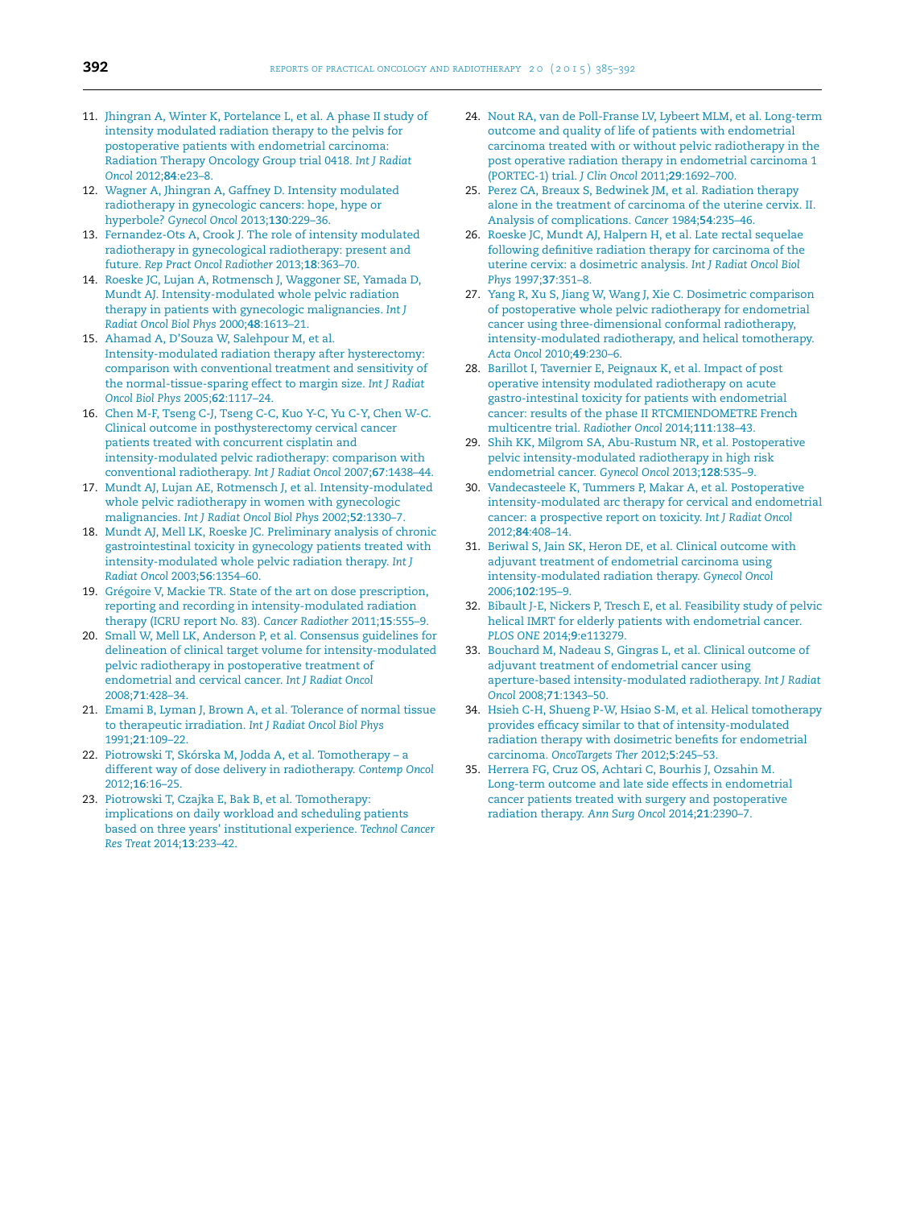11. Jhingran A, Winter K, Portelance L, et al. A phase II study of intensity modulated radiation therapy to the pelvis for postoperative patients with endometrial carcinoma: Radiation Therapy Oncology Group trial 0418. *Int J Radiat Oncol* 2012;**84**:e23–8.
12. Wagner A, Jhingran A, Gaffney D. Intensity modulated radiotherapy in gynecologic cancers: hope, hype or hyperbole? *Gynecol Oncol* 2013;**130**:229–36.
13. Fernandez-Ots A, Crook J. The role of intensity modulated radiotherapy in gynecological radiotherapy: present and future. *Rep Pract Oncol Radiother* 2013;**18**:363–70.
14. Roeske JC, Lujan A, Rotmensch J, Waggoner SE, Yamada D, Mundt AJ. Intensity-modulated whole pelvic radiation therapy in patients with gynecologic malignancies. *Int J Radiat Oncol Biol Phys* 2000;**48**:1613–21.
15. Ahamad A, D'Souza W, Salehpour M, et al. Intensity-modulated radiation therapy after hysterectomy: comparison with conventional treatment and sensitivity of the normal-tissue-sparing effect to margin size. *Int J Radiat Oncol Biol Phys* 2005;**62**:1117–24.
16. Chen M-F, Tseng C-J, Tseng C-C, Kuo Y-C, Yu C-Y, Chen W-C. Clinical outcome in posthysterectomy cervical cancer patients treated with concurrent cisplatin and intensity-modulated pelvic radiotherapy: comparison with conventional radiotherapy. *Int J Radiat Oncol* 2007;**67**:1438–44.
17. Mundt AJ, Lujan AE, Rotmensch J, et al. Intensity-modulated whole pelvic radiotherapy in women with gynecologic malignancies. *Int J Radiat Oncol Biol Phys* 2002;**52**:1330–7.
18. Mundt AJ, Mell LK, Roeske JC. Preliminary analysis of chronic gastrointestinal toxicity in gynecology patients treated with intensity-modulated whole pelvic radiation therapy. *Int J Radiat Oncol* 2003;**56**:1354–60.
19. Grégoire V, Mackie TR. State of the art on dose prescription, reporting and recording in intensity-modulated radiation therapy (ICRU report No. 83). *Cancer Radiother* 2011;**15**:555–9.
20. Small W, Mell LK, Anderson P, et al. Consensus guidelines for delineation of clinical target volume for intensity-modulated pelvic radiotherapy in postoperative treatment of endometrial and cervical cancer. *Int J Radiat Oncol* 2008;**71**:428–34.
21. Emami B, Lyman J, Brown A, et al. Tolerance of normal tissue to therapeutic irradiation. *Int J Radiat Oncol Biol Phys* 1991;**21**:109–22.
22. Piotrowski T, Skórska M, Jodda A, et al. Tomotherapy – a different way of dose delivery in radiotherapy. *Contemp Oncol* 2012;**16**:16–25.
23. Piotrowski T, Czajka E, Bak B, et al. Tomotherapy: implications on daily workload and scheduling patients based on three years' institutional experience. *Technol Cancer Res Treat* 2014;**13**:233–42.
24. Nout RA, van de Poll-Franse LV, Lybeert MLM, et al. Long-term outcome and quality of life of patients with endometrial carcinoma treated with or without pelvic radiotherapy in the post operative radiation therapy in endometrial carcinoma 1 (PORTEC-1) trial. *J Clin Oncol* 2011;**29**:1692–700.
25. Perez CA, Breaux S, Bedwinek JM, et al. Radiation therapy alone in the treatment of carcinoma of the uterine cervix. II. Analysis of complications. *Cancer* 1984;**54**:235–46.
26. Roeske JC, Mundt AJ, Halpern H, et al. Late rectal sequelae following definitive radiation therapy for carcinoma of the uterine cervix: a dosimetric analysis. *Int J Radiat Oncol Biol Phys* 1997;**37**:351–8.
27. Yang R, Xu S, Jiang W, Wang J, Xie C. Dosimetric comparison of postoperative whole pelvic radiotherapy for endometrial cancer using three-dimensional conformal radiotherapy, intensity-modulated radiotherapy, and helical tomotherapy. *Acta Oncol* 2010;**49**:230–6.
28. Barillot I, Tavernier E, Peignaux K, et al. Impact of post operative intensity modulated radiotherapy on acute gastro-intestinal toxicity for patients with endometrial cancer: results of the phase II RTCMIENDOMETRE French multicentre trial. *Radiother Oncol* 2014;**111**:138–43.
29. Shih KK, Milgrom SA, Abu-Rustum NR, et al. Postoperative pelvic intensity-modulated radiotherapy in high risk endometrial cancer. *Gynecol Oncol* 2013;**128**:535–9.
30. Vandecasteele K, Tummers P, Makar A, et al. Postoperative intensity-modulated arc therapy for cervical and endometrial cancer: a prospective report on toxicity. *Int J Radiat Oncol* 2012;**84**:408–14.
31. Beriwal S, Jain SK, Heron DE, et al. Clinical outcome with adjuvant treatment of endometrial carcinoma using intensity-modulated radiation therapy. *Gynecol Oncol* 2006;**102**:195–9.
32. Bibault J-E, Nickers P, Tresch E, et al. Feasibility study of pelvic helical IMRT for elderly patients with endometrial cancer. *PLOS ONE* 2014;**9**:e113279.
33. Bouchard M, Nadeau S, Gingras L, et al. Clinical outcome of adjuvant treatment of endometrial cancer using aperture-based intensity-modulated radiotherapy. *Int J Radiat Oncol* 2008;**71**:1343–50.
34. Hsieh C-H, Shueng P-W, Hsiao S-M, et al. Helical tomotherapy provides efficacy similar to that of intensity-modulated radiation therapy with dosimetric benefits for endometrial carcinoma. *OncoTargets Ther* 2012;**5**:245–53.
35. Herrera FG, Cruz OS, Achtari C, Bourhis J, Ozsahin M. Long-term outcome and late side effects in endometrial cancer patients treated with surgery and postoperative radiation therapy. *Ann Surg Oncol* 2014;**21**:2390–7.